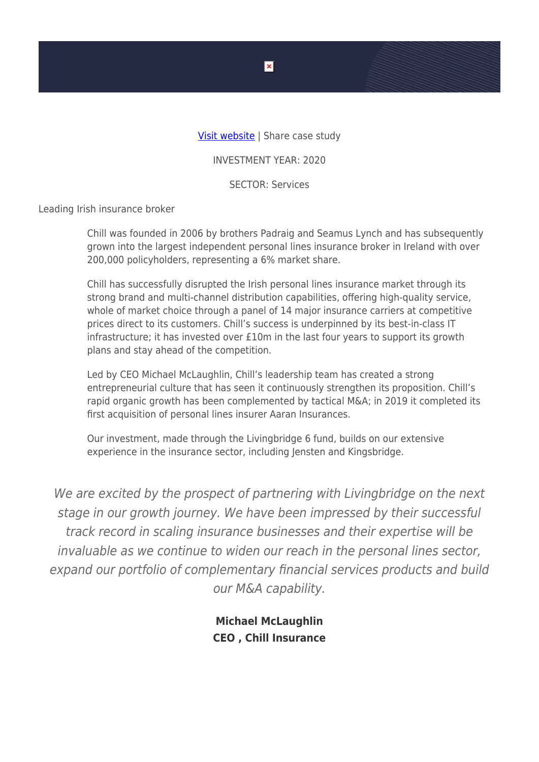Visit website | Share case study

INVESTMENT YEAR: 2020

SECTOR: Services

Leading Irish insurance broker

Chill was founded in 2006 by brothers Padraig and Seamus Lynch and has subsequently grown into the largest independent personal lines insurance broker in Ireland with over 200,000 policyholders, representing a 6% market share.

Chill has successfully disrupted the Irish personal lines insurance market through its strong brand and multi-channel distribution capabilities, offering high-quality service, whole of market choice through a panel of 14 major insurance carriers at competitive prices direct to its customers. Chill's success is underpinned by its best-in-class IT infrastructure; it has invested over £10m in the last four years to support its growth plans and stay ahead of the competition.

Led by CEO Michael McLaughlin, Chill's leadership team has created a strong entrepreneurial culture that has seen it continuously strengthen its proposition. Chill's rapid organic growth has been complemented by tactical M&A; in 2019 it completed its first acquisition of personal lines insurer Aaran Insurances.

Our investment, made through the Livingbridge 6 fund, builds on our extensive experience in the insurance sector, including Jensten and Kingsbridge.

*We are excited by the prospect of partnering with Livingbridge on the next stage in our growth journey. We have been impressed by their successful track record in scaling insurance businesses and their expertise will be invaluable as we continue to widen our reach in the personal lines sector, expand our portfolio of complementary financial services products and build our M&A capability.*

**Michael McLaughlin**
**CEO , Chill Insurance**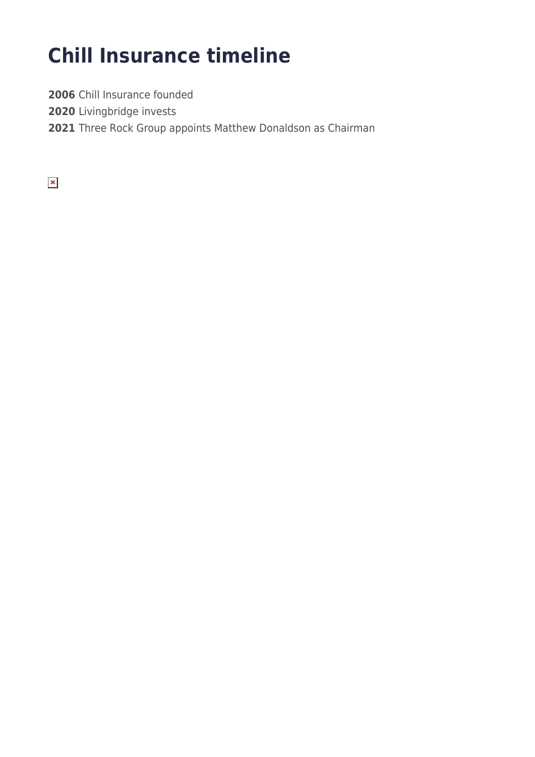# Chill Insurance timeline

**2006** Chill Insurance founded
**2020** Livingbridge invests
**2021** Three Rock Group appoints Matthew Donaldson as Chairman